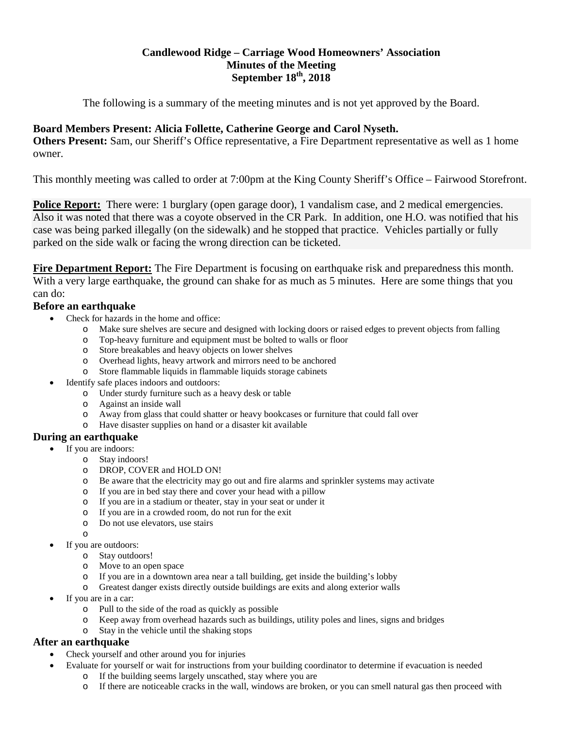**Candlewood Ridge – Carriage Wood Homeowners' Association**
**Minutes of the Meeting**
**September 18th, 2018**

The following is a summary of the meeting minutes and is not yet approved by the Board.

**Board Members Present: Alicia Follette, Catherine George and Carol Nyseth.**
**Others Present:** Sam, our Sheriff's Office representative, a Fire Department representative as well as 1 home owner.

This monthly meeting was called to order at 7:00pm at the King County Sheriff's Office – Fairwood Storefront.

**Police Report:** There were: 1 burglary (open garage door), 1 vandalism case, and 2 medical emergencies. Also it was noted that there was a coyote observed in the CR Park. In addition, one H.O. was notified that his case was being parked illegally (on the sidewalk) and he stopped that practice. Vehicles partially or fully parked on the side walk or facing the wrong direction can be ticketed.

**Fire Department Report:** The Fire Department is focusing on earthquake risk and preparedness this month. With a very large earthquake, the ground can shake for as much as 5 minutes. Here are some things that you can do:

### Before an earthquake

- Check for hazards in the home and office:
  - Make sure shelves are secure and designed with locking doors or raised edges to prevent objects from falling
  - Top-heavy furniture and equipment must be bolted to walls or floor
  - Store breakables and heavy objects on lower shelves
  - Overhead lights, heavy artwork and mirrors need to be anchored
  - Store flammable liquids in flammable liquids storage cabinets
- Identify safe places indoors and outdoors:
  - Under sturdy furniture such as a heavy desk or table
  - Against an inside wall
  - Away from glass that could shatter or heavy bookcases or furniture that could fall over
  - Have disaster supplies on hand or a disaster kit available

### During an earthquake

- If you are indoors:
  - Stay indoors!
  - DROP, COVER and HOLD ON!
  - Be aware that the electricity may go out and fire alarms and sprinkler systems may activate
  - If you are in bed stay there and cover your head with a pillow
  - If you are in a stadium or theater, stay in your seat or under it
  - If you are in a crowded room, do not run for the exit
  - Do not use elevators, use stairs
- If you are outdoors:
  - Stay outdoors!
  - Move to an open space
  - If you are in a downtown area near a tall building, get inside the building's lobby
  - Greatest danger exists directly outside buildings are exits and along exterior walls
- If you are in a car:
  - Pull to the side of the road as quickly as possible
  - Keep away from overhead hazards such as buildings, utility poles and lines, signs and bridges
  - Stay in the vehicle until the shaking stops

### After an earthquake

- Check yourself and other around you for injuries
- Evaluate for yourself or wait for instructions from your building coordinator to determine if evacuation is needed
  - If the building seems largely unscathed, stay where you are
  - If there are noticeable cracks in the wall, windows are broken, or you can smell natural gas then proceed with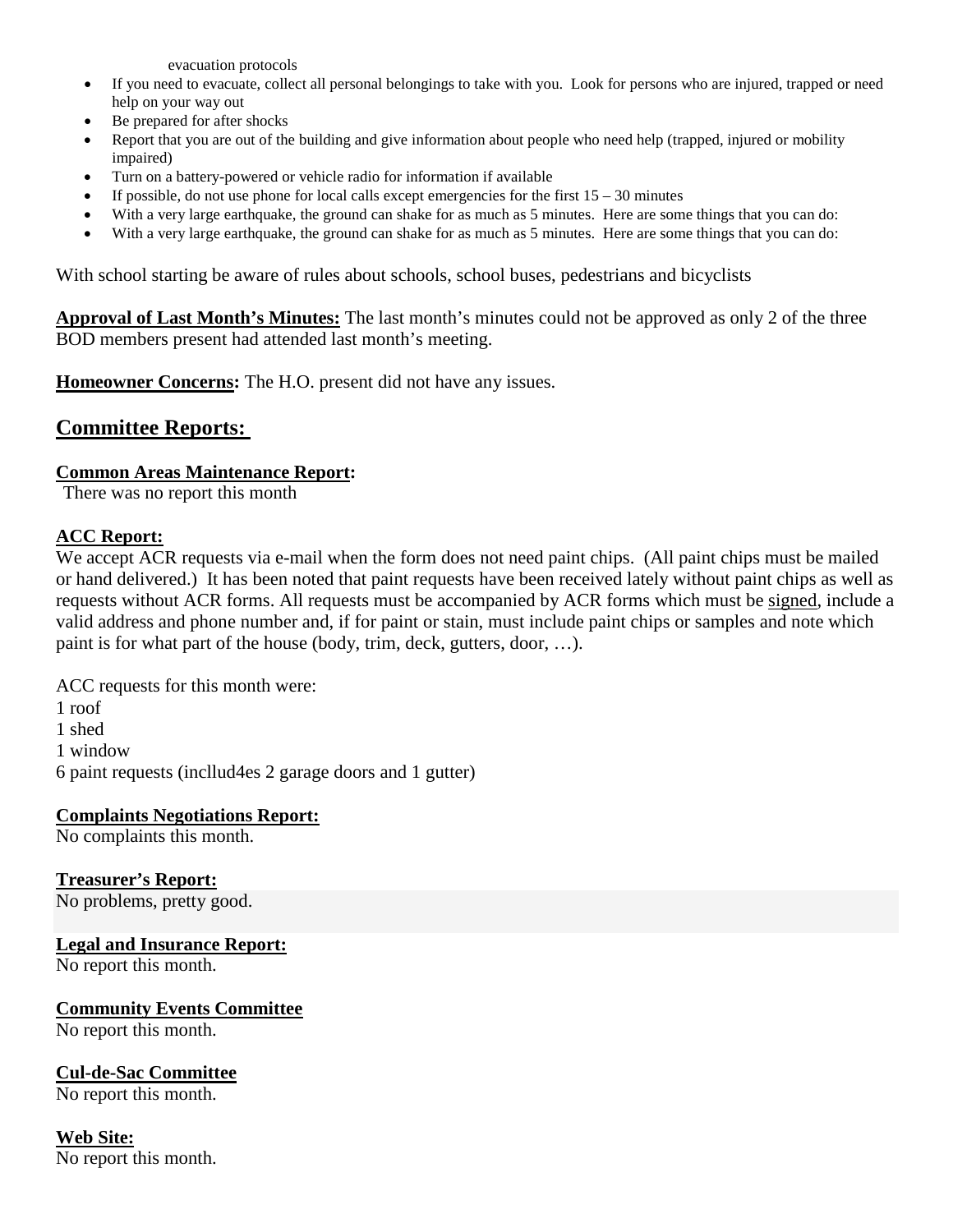evacuation protocols

- If you need to evacuate, collect all personal belongings to take with you. Look for persons who are injured, trapped or need help on your way out
- Be prepared for after shocks
- Report that you are out of the building and give information about people who need help (trapped, injured or mobility impaired)
- Turn on a battery-powered or vehicle radio for information if available
- If possible, do not use phone for local calls except emergencies for the first 15 – 30 minutes
- With a very large earthquake, the ground can shake for as much as 5 minutes. Here are some things that you can do:
- With a very large earthquake, the ground can shake for as much as 5 minutes. Here are some things that you can do:

With school starting be aware of rules about schools, school buses, pedestrians and bicyclists

**Approval of Last Month's Minutes:** The last month's minutes could not be approved as only 2 of the three BOD members present had attended last month's meeting.

**Homeowner Concerns:** The H.O. present did not have any issues.

## Committee Reports:

**Common Areas Maintenance Report:**
There was no report this month

**ACC Report:**
We accept ACR requests via e-mail when the form does not need paint chips. (All paint chips must be mailed or hand delivered.) It has been noted that paint requests have been received lately without paint chips as well as requests without ACR forms. All requests must be accompanied by ACR forms which must be signed, include a valid address and phone number and, if for paint or stain, must include paint chips or samples and note which paint is for what part of the house (body, trim, deck, gutters, door, …).

ACC requests for this month were:
1 roof
1 shed
1 window
6 paint requests (incllud4es 2 garage doors and 1 gutter)

**Complaints Negotiations Report:**
No complaints this month.

**Treasurer's Report:**
No problems, pretty good.

**Legal and Insurance Report:**
No report this month.

**Community Events Committee**
No report this month.

**Cul-de-Sac Committee**
No report this month.

**Web Site:**
No report this month.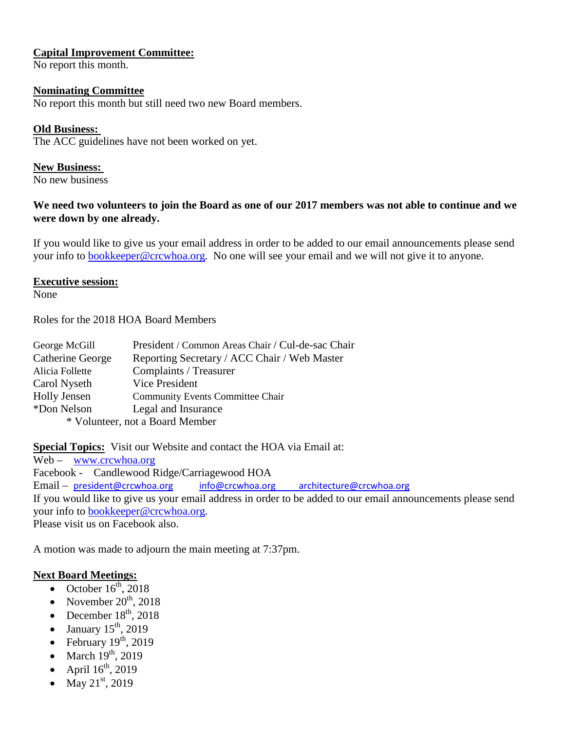**Capital Improvement Committee:**
No report this month.

**Nominating Committee**
No report this month but still need two new Board members.

**Old Business:**
The ACC guidelines have not been worked on yet.

**New Business:**
No new business

**We need two volunteers to join the Board as one of our 2017 members was not able to continue and we were down by one already.**

If you would like to give us your email address in order to be added to our email announcements please send your info to bookkeeper@crcwhoa.org. No one will see your email and we will not give it to anyone.

**Executive session:**
None

Roles for the 2018 HOA Board Members

| | |
|---|---|
| George McGill | President / Common Areas Chair / Cul-de-sac Chair |
| Catherine George | Reporting Secretary / ACC Chair / Web Master |
| Alicia Follette | Complaints / Treasurer |
| Carol Nyseth | Vice President |
| Holly Jensen | Community Events Committee Chair |
| *Don Nelson | Legal and Insurance |

\* Volunteer, not a Board Member

**Special Topics:** Visit our Website and contact the HOA via Email at:
Web – www.crcwhoa.org
Facebook - Candlewood Ridge/Carriagewood HOA
Email – president@crcwhoa.org info@crcwhoa.org architecture@crcwhoa.org
If you would like to give us your email address in order to be added to our email announcements please send your info to bookkeeper@crcwhoa.org.
Please visit us on Facebook also.

A motion was made to adjourn the main meeting at 7:37pm.

**Next Board Meetings:**

- October 16th, 2018
- November 20th, 2018
- December 18th, 2018
- January 15th, 2019
- February 19th, 2019
- March 19th, 2019
- April 16th, 2019
- May 21st, 2019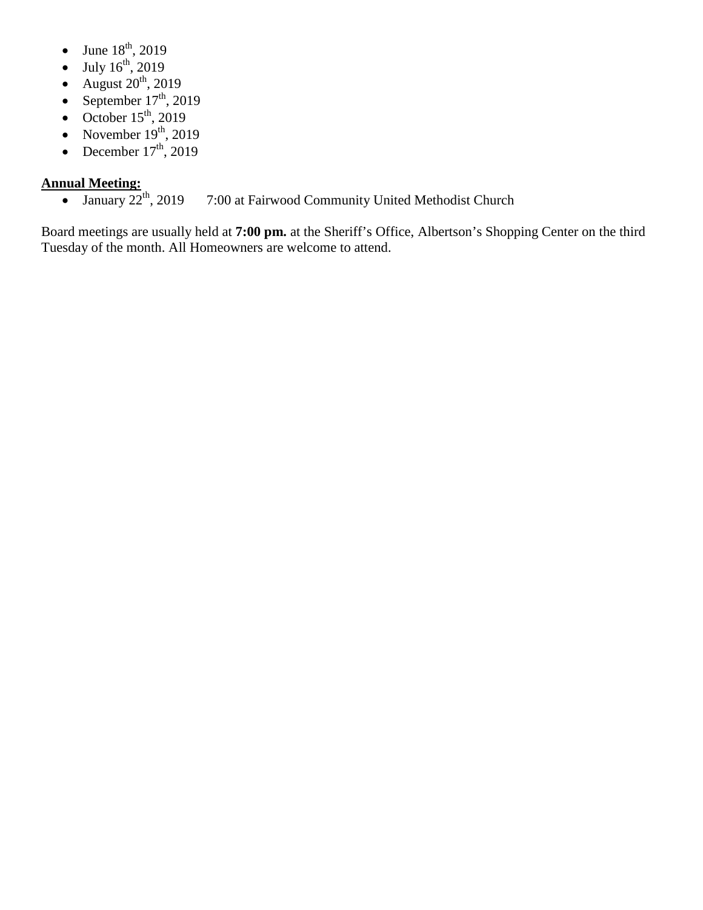- June 18th, 2019
- July 16th, 2019
- August 20th, 2019
- September 17th, 2019
- October 15th, 2019
- November 19th, 2019
- December 17th, 2019

**Annual Meeting:**

- January 22th, 2019 7:00 at Fairwood Community United Methodist Church

Board meetings are usually held at **7:00 pm.** at the Sheriff's Office, Albertson's Shopping Center on the third Tuesday of the month. All Homeowners are welcome to attend.